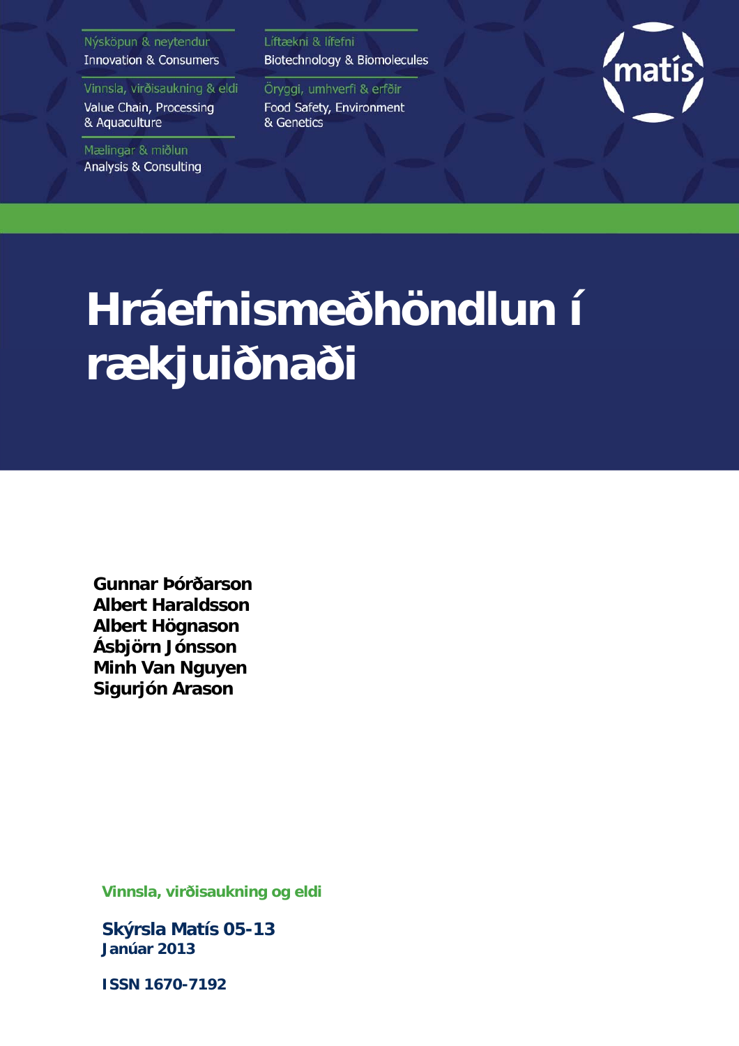Nýsköpun & neytendur
Innovation & Consumers

Vinnsla, virðisaukning & eldi
Value Chain, Processing & Aquaculture

Mælingar & miðlun
Analysis & Consulting

Líftækni & lífefni
Biotechnology & Biomolecules

Öryggi, umhverfi & erfðir
Food Safety, Environment & Genetics

matís

# Hráefnismeðhöndlun í rækjuiðnaði

**Gunnar Þórðarson**
**Albert Haraldsson**
**Albert Högnason**
**Ásbjörn Jónsson**
**Minh Van Nguyen**
**Sigurjón Arason**

**Vinnsla, virðisaukning og eldi**

**Skýrsla Matís 05-13**
**Janúar 2013**

**ISSN 1670-7192**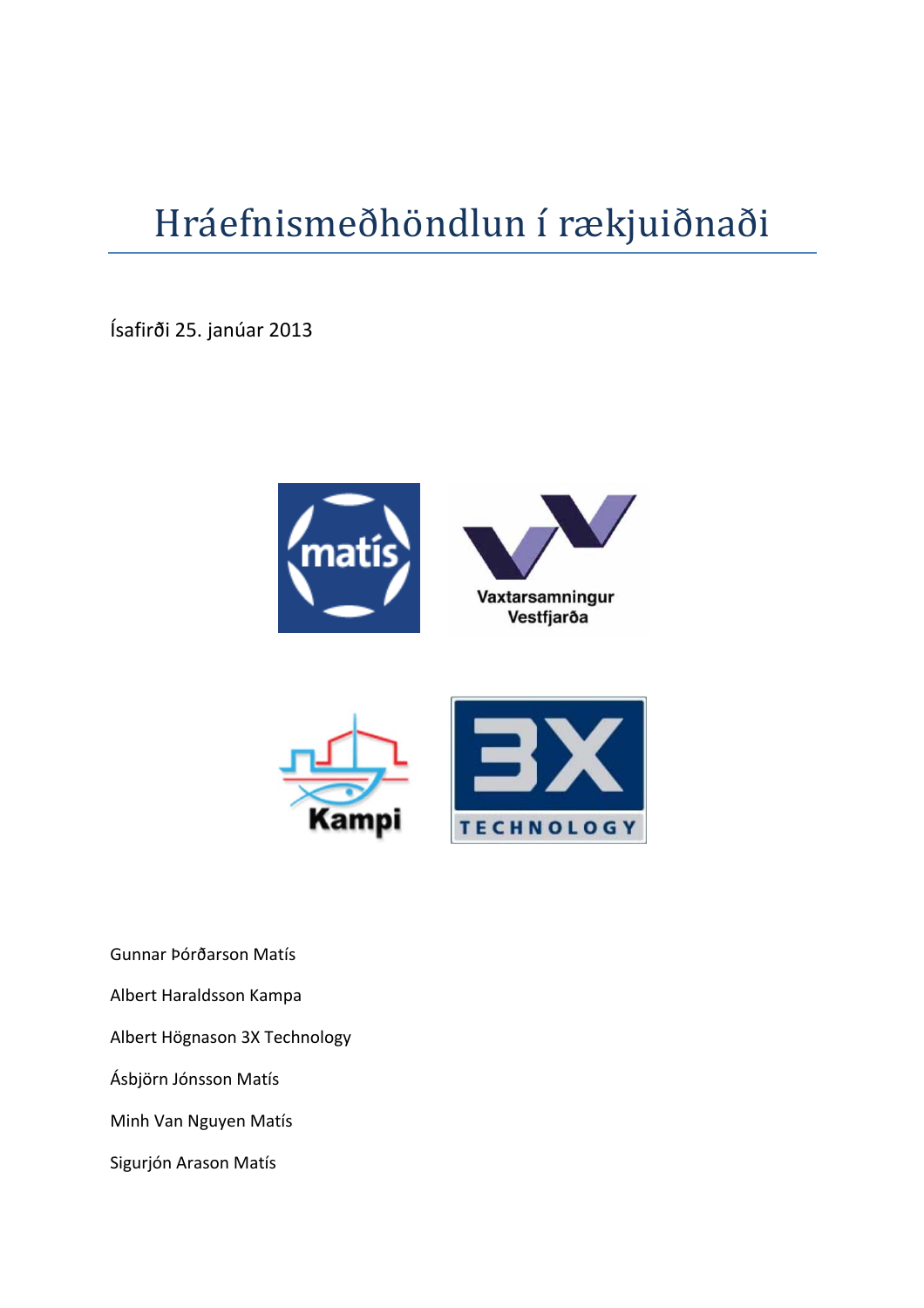# Hráefnismeðhöndlun í rækjuiðnaði

Ísafirði 25. janúar 2013

Gunnar Þórðarson Matís

Albert Haraldsson Kampa

Albert Högnason 3X Technology

Ásbjörn Jónsson Matís

Minh Van Nguyen Matís

Sigurjón Arason Matís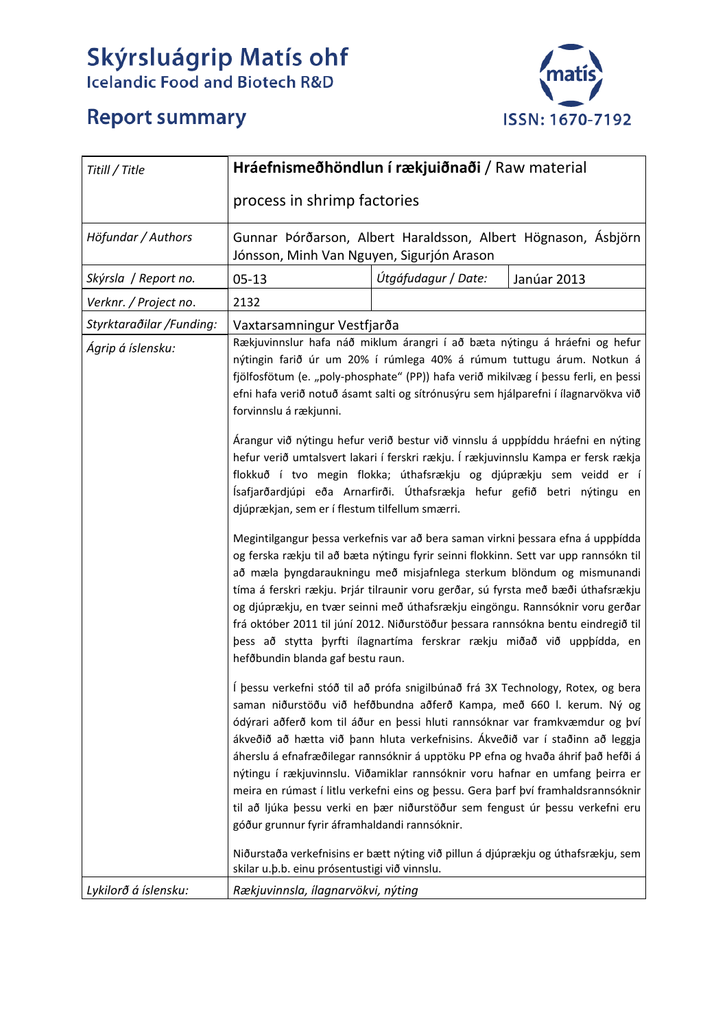# Skýrsluágrip Matís ohf
Icelandic Food and Biotech R&D

## Report summary

ISSN: 1670-7192

| *Titill / Title* | **Hráefnismeðhöndlun í rækjuiðnaði** / Raw material process in shrimp factories | | |
|---|---|---|---|
| *Höfundar / Authors* | Gunnar Þórðarson, Albert Haraldsson, Albert Högnason, Ásbjörn Jónsson, Minh Van Nguyen, Sigurjón Arason | | |
| *Skýrsla / Report no.* | 05-13 | *Útgáfudagur / Date:* | Janúar 2013 |
| *Verknr. / Project no.* | 2132 | | |
| *Styrktaraðilar /Funding:* | Vaxtarsamningur Vestfjarða | | |
| *Ágrip á íslensku:* | Rækjuvinnslur hafa náð miklum árangri í að bæta nýtingu á hráefni og hefur nýtingin farið úr um 20% í rúmlega 40% á rúmum tuttugu árum. Notkun á fjölfosfötum (e. „poly-phosphate" (PP)) hafa verið mikilvæg í þessu ferli, en þessi efni hafa verið notuð ásamt salti og sítrónusýru sem hjálparefni í ílagnarvökva við forvinnslu á rækjunni.<br><br>Árangur við nýtingu hefur verið bestur við vinnslu á uppþíddu hráefni en nýting hefur verið umtalsvert lakari í ferskri rækju. Í rækjuvinnslu Kampa er fersk rækja flokkuð í tvo megin flokka; úthafsrækju og djúprækju sem veidd er í Ísafjarðardjúpi eða Arnarfirði. Úthafsrækja hefur gefið betri nýtingu en djúprækjan, sem er í flestum tilfellum smærri.<br><br>Megintilgangur þessa verkefnis var að bera saman virkni þessara efna á uppþídda og ferska rækju til að bæta nýtingu fyrir seinni flokkinn. Sett var upp rannsókn til að mæla þyngdaraukningu með misjafnlega sterkum blöndum og mismunandi tíma á ferskri rækju. Þrjár tilraunir voru gerðar, sú fyrsta með bæði úthafsrækju og djúprækju, en tvær seinni með úthafsrækju eingöngu. Rannsóknir voru gerðar frá október 2011 til júní 2012. Niðurstöður þessara rannsókna bentu eindregið til þess að stytta þyrfti ílagnartíma ferskrar rækju miðað við uppþídda, en hefðbundin blanda gaf bestu raun.<br><br>Í þessu verkefni stóð til að prófa snigilbúnað frá 3X Technology, Rotex, og bera saman niðurstöðu við hefðbundna aðferð Kampa, með 660 l. kerum. Ný og ódýrari aðferð kom til áður en þessi hluti rannsóknar var framkvæmdur og því ákveðið að hætta við þann hluta verkefnisins. Ákveðið var í staðinn að leggja áherslu á efnafræðilegar rannsóknir á upptöku PP efna og hvaða áhrif það hefði á nýtingu í rækjuvinnslu. Viðamiklar rannsóknir voru hafnar en umfang þeirra er meira en rúmast í litlu verkefni eins og þessu. Gera þarf því framhaldsrannsóknir til að ljúka þessu verki en þær niðurstöður sem fengust úr þessu verkefni eru góður grunnur fyrir áframhaldandi rannsóknir.<br><br>Niðurstaða verkefnisins er bætt nýting við pillun á djúprækju og úthafsrækju, sem skilar u.þ.b. einu prósentustigi við vinnslu. | | |
| *Lykilorð á íslensku:* | *Rækjuvinnsla, ílagnarvökvi, nýting* | | |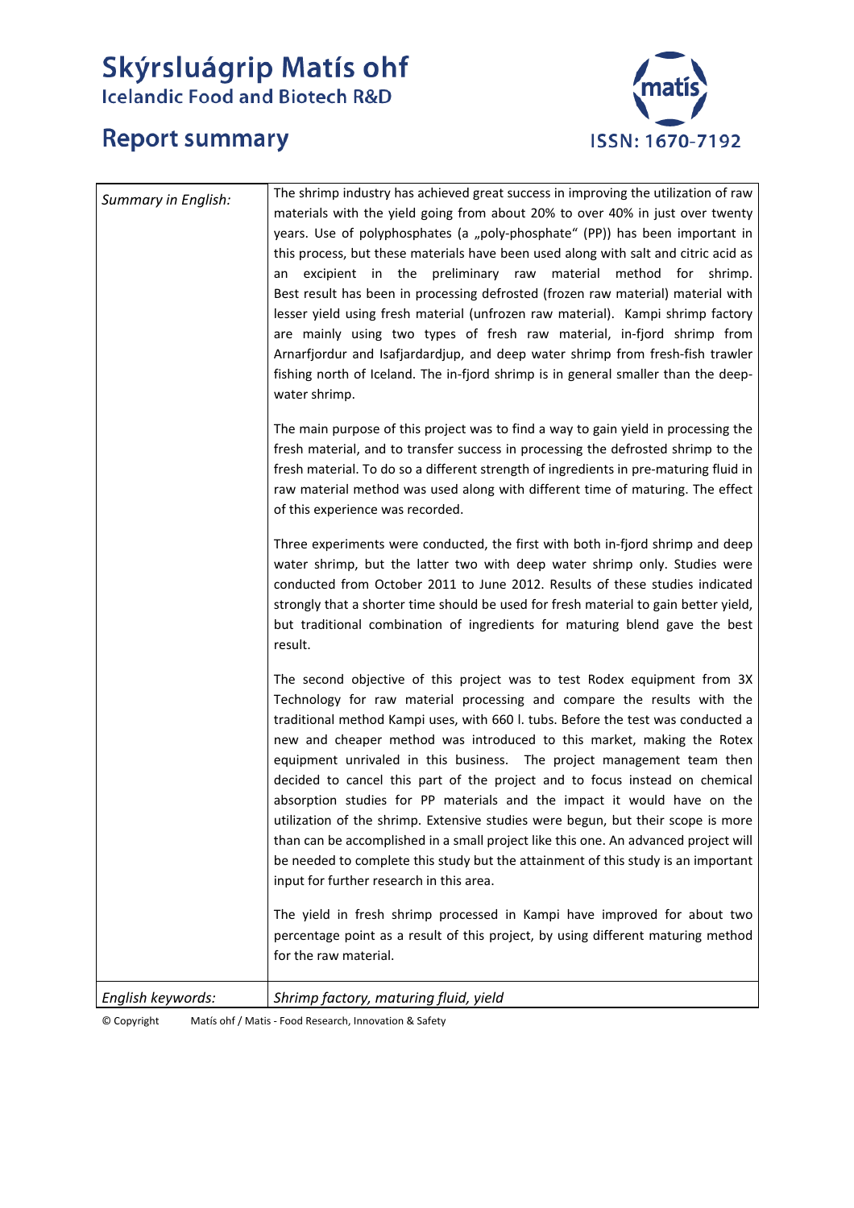# Skýrsluágrip Matís ohf

## Icelandic Food and Biotech R&D

## Report summary

ISSN: 1670-7192

| | |
|---|---|
| *Summary in English:* | The shrimp industry has achieved great success in improving the utilization of raw materials with the yield going from about 20% to over 40% in just over twenty years. Use of polyphosphates (a „poly-phosphate“ (PP)) has been important in this process, but these materials have been used along with salt and citric acid as an excipient in the preliminary raw material method for shrimp. Best result has been in processing defrosted (frozen raw material) material with lesser yield using fresh material (unfrozen raw material). Kampi shrimp factory are mainly using two types of fresh raw material, in-fjord shrimp from Arnarfjordur and Isafjardardjup, and deep water shrimp from fresh-fish trawler fishing north of Iceland. The in-fjord shrimp is in general smaller than the deep-water shrimp.<br><br>The main purpose of this project was to find a way to gain yield in processing the fresh material, and to transfer success in processing the defrosted shrimp to the fresh material. To do so a different strength of ingredients in pre-maturing fluid in raw material method was used along with different time of maturing. The effect of this experience was recorded.<br><br>Three experiments were conducted, the first with both in-fjord shrimp and deep water shrimp, but the latter two with deep water shrimp only. Studies were conducted from October 2011 to June 2012. Results of these studies indicated strongly that a shorter time should be used for fresh material to gain better yield, but traditional combination of ingredients for maturing blend gave the best result.<br><br>The second objective of this project was to test Rodex equipment from 3X Technology for raw material processing and compare the results with the traditional method Kampi uses, with 660 l. tubs. Before the test was conducted a new and cheaper method was introduced to this market, making the Rotex equipment unrivaled in this business. The project management team then decided to cancel this part of the project and to focus instead on chemical absorption studies for PP materials and the impact it would have on the utilization of the shrimp. Extensive studies were begun, but their scope is more than can be accomplished in a small project like this one. An advanced project will be needed to complete this study but the attainment of this study is an important input for further research in this area.<br><br>The yield in fresh shrimp processed in Kampi have improved for about two percentage point as a result of this project, by using different maturing method for the raw material. |
| *English keywords:* | *Shrimp factory, maturing fluid, yield* |

© Copyright Matís ohf / Matis - Food Research, Innovation & Safety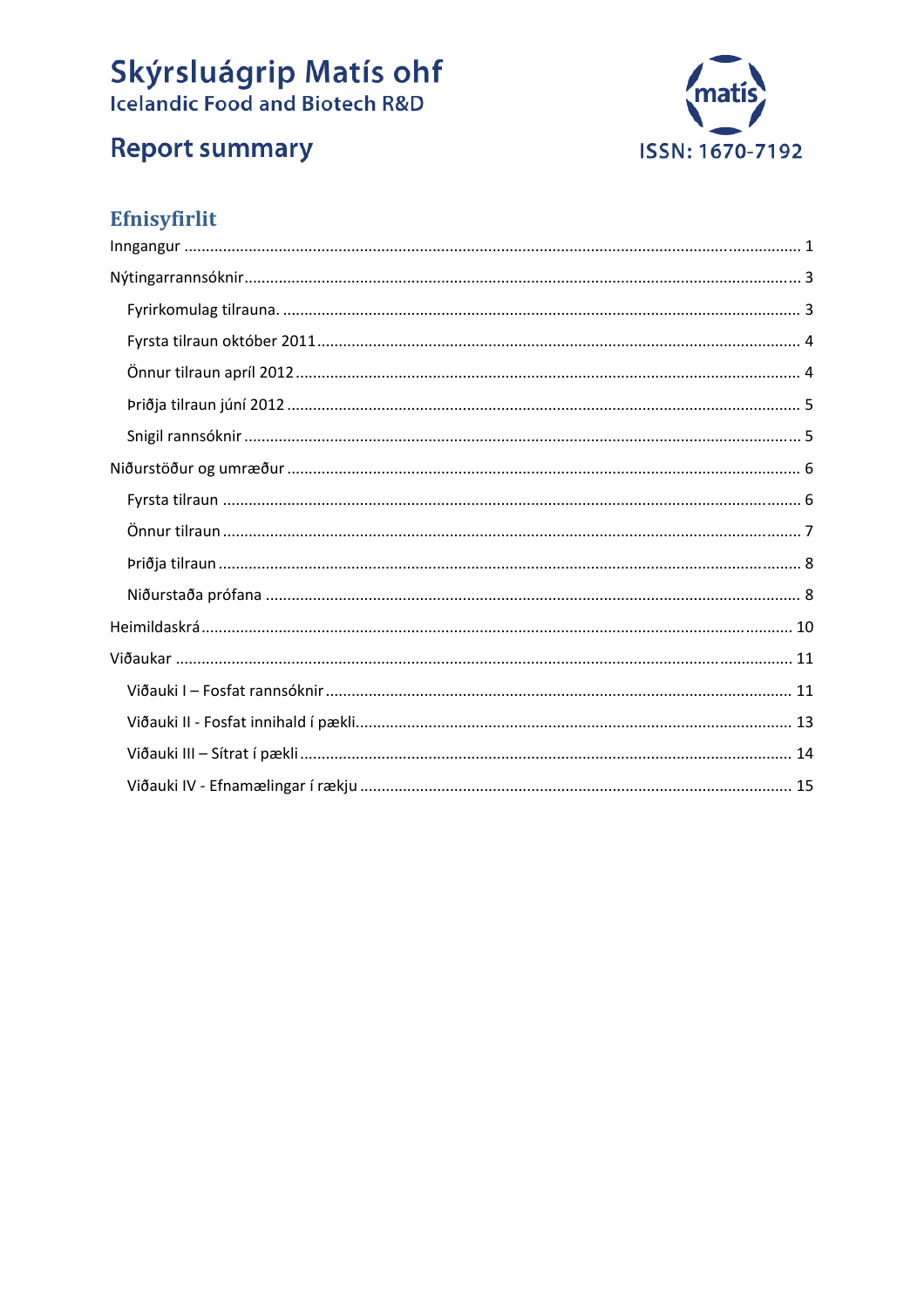# Skýrsluágrip Matís ohf

Icelandic Food and Biotech R&D

## Report summary

ISSN: 1670-7192

## Efnisyfirlit

Inngangur ............................................................ 1

Nýtingarrannsóknir ............................................................ 3

- Fyrirkomulag tilrauna. ............................................................ 3
- Fyrsta tilraun október 2011 ............................................................ 4
- Önnur tilraun apríl 2012 ............................................................ 4
- Þriðja tilraun júní 2012 ............................................................ 5
- Snigil rannsóknir ............................................................ 5

Niðurstöður og umræður ............................................................ 6

- Fyrsta tilraun ............................................................ 6
- Önnur tilraun ............................................................ 7
- Þriðja tilraun ............................................................ 8
- Niðurstaða prófana ............................................................ 8

Heimildaskrá ............................................................ 10

Viðaukar ............................................................ 11

- Viðauki I – Fosfat rannsóknir ............................................................ 11
- Viðauki II - Fosfat innihald í pækli ............................................................ 13
- Viðauki III – Sítrat í pækli ............................................................ 14
- Viðauki IV - Efnamælingar í rækju ............................................................ 15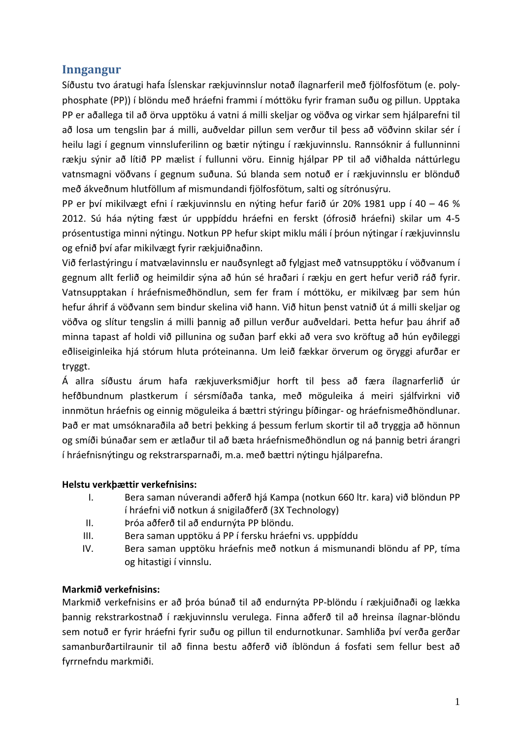## Inngangur

Síðustu tvo áratugi hafa Íslenskar rækjuvinnslur notað ílagnarferil með fjölfosfötum (e. poly-phosphate (PP)) í blöndu með hráefni frammi í móttöku fyrir framan suðu og pillun. Upptaka PP er aðallega til að örva upptöku á vatni á milli skeljar og vöðva og virkar sem hjálparefni til að losa um tengslin þar á milli, auðveldar pillun sem verður til þess að vöðvinn skilar sér í heilu lagi í gegnum vinnsluferilinn og bætir nýtingu í rækjuvinnslu. Rannsóknir á fullunninni rækju sýnir að lítið PP mælist í fullunni vöru. Einnig hjálpar PP til að viðhalda náttúrlegu vatnsmagni vöðvans í gegnum suðuna. Sú blanda sem notuð er í rækjuvinnslu er blönduð með ákveðnum hlutföllum af mismundandi fjölfosfötum, salti og sítrónusýru.

PP er því mikilvægt efni í rækjuvinnslu en nýting hefur farið úr 20% 1981 upp í 40 – 46 % 2012. Sú háa nýting fæst úr uppþíddu hráefni en ferskt (ófrosið hráefni) skilar um 4-5 prósentustiga minni nýtingu. Notkun PP hefur skipt miklu máli í þróun nýtingar í rækjuvinnslu og efnið því afar mikilvægt fyrir rækjuiðnaðinn.

Við ferlastýringu í matvælavinnslu er nauðsynlegt að fylgjast með vatnsupptöku í vöðvanum í gegnum allt ferlið og heimildir sýna að hún sé hraðari í rækju en gert hefur verið ráð fyrir. Vatnsupptakan í hráefnismeðhöndlun, sem fer fram í móttöku, er mikilvæg þar sem hún hefur áhrif á vöðvann sem bindur skelina við hann. Við hitun þenst vatnið út á milli skeljar og vöðva og slítur tengslin á milli þannig að pillun verður auðveldari. Þetta hefur þau áhrif að minna tapast af holdi við pillunina og suðan þarf ekki að vera svo kröftug að hún eyðileggi eðliseiginleika hjá stórum hluta próteinanna. Um leið fækkar örverum og öryggi afurðar er tryggt.

Á allra síðustu árum hafa rækjuverksmiðjur horft til þess að færa ílagnarferlið úr hefðbundnum plastkerum í sérsmíðaða tanka, með möguleika á meiri sjálfvirkni við innmötun hráefnis og einnig möguleika á bættri stýringu þíðingar- og hráefnismeðhöndlunar. Það er mat umsóknaraðila að betri þekking á þessum ferlum skortir til að tryggja að hönnun og smíði búnaðar sem er ætlaður til að bæta hráefnismeðhöndlun og ná þannig betri árangri í hráefnisnýtingu og rekstrarsparnaði, m.a. með bættri nýtingu hjálparefna.

**Helstu verkþættir verkefnisins:**

I. Bera saman núverandi aðferð hjá Kampa (notkun 660 ltr. kara) við blöndun PP í hráefni við notkun á snigilaðferð (3X Technology)
II. Þróa aðferð til að endurnýta PP blöndu.
III. Bera saman upptöku á PP í fersku hráefni vs. uppþíddu
IV. Bera saman upptöku hráefnis með notkun á mismunandi blöndu af PP, tíma og hitastigi í vinnslu.

**Markmið verkefnisins:**

Markmið verkefnisins er að þróa búnað til að endurnýta PP-blöndu í rækjuiðnaði og lækka þannig rekstrarkostnað í rækjuvinnslu verulega. Finna aðferð til að hreinsa ílagnar-blöndu sem notuð er fyrir hráefni fyrir suðu og pillun til endurnotkunar. Samhliða því verða gerðar samanburðartilraunir til að finna bestu aðferð við íblöndun á fosfati sem fellur best að fyrrnefndu markmiði.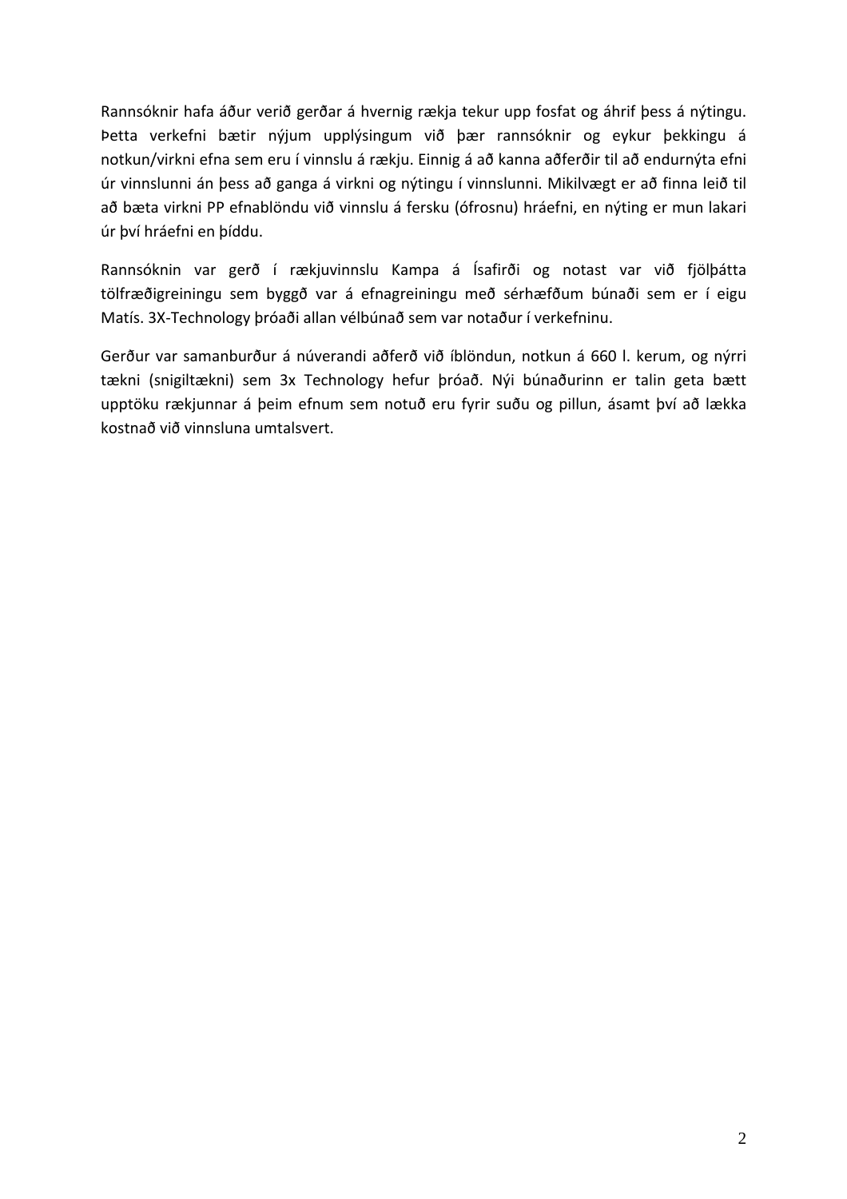Rannsóknir hafa áður verið gerðar á hvernig rækja tekur upp fosfat og áhrif þess á nýtingu. Þetta verkefni bætir nýjum upplýsingum við þær rannsóknir og eykur þekkingu á notkun/virkni efna sem eru í vinnslu á rækju. Einnig á að kanna aðferðir til að endurnýta efni úr vinnslunni án þess að ganga á virkni og nýtingu í vinnslunni. Mikilvægt er að finna leið til að bæta virkni PP efnablöndu við vinnslu á fersku (ófrosnu) hráefni, en nýting er mun lakari úr því hráefni en þíddu.

Rannsóknin var gerð í rækjuvinnslu Kampa á Ísafirði og notast var við fjölþátta tölfræðigreiningu sem byggð var á efnagreiningu með sérhæfðum búnaði sem er í eigu Matís. 3X-Technology þróaði allan vélbúnað sem var notaður í verkefninu.

Gerður var samanburður á núverandi aðferð við íblöndun, notkun á 660 l. kerum, og nýrri tækni (snigiltækni) sem 3x Technology hefur þróað. Nýi búnaðurinn er talin geta bætt upptöku rækjunnar á þeim efnum sem notuð eru fyrir suðu og pillun, ásamt því að lækka kostnað við vinnsluna umtalsvert.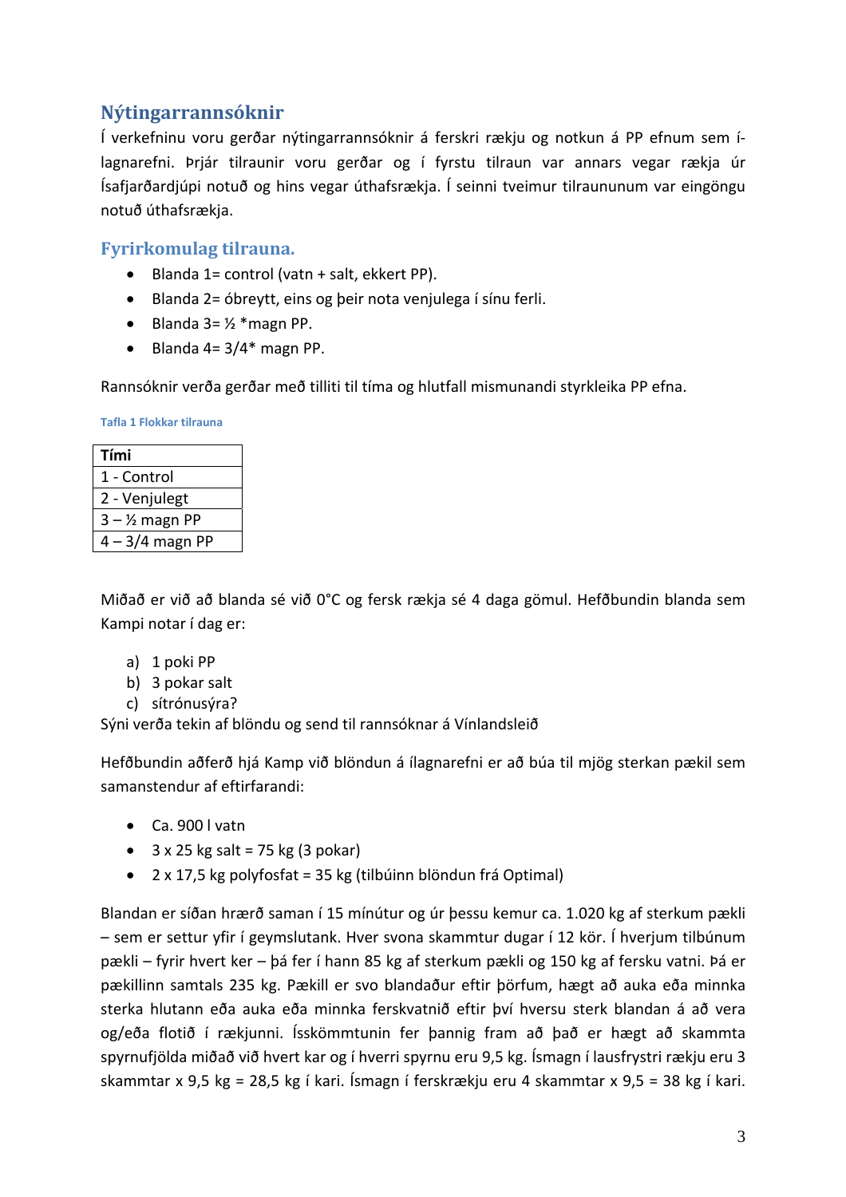## Nýtingarrannsóknir

Í verkefninu voru gerðar nýtingarrannsóknir á ferskri rækju og notkun á PP efnum sem í-lagnarefni. Þrjár tilraunir voru gerðar og í fyrstu tilraun var annars vegar rækja úr Ísafjarðardjúpi notuð og hins vegar úthafsrækja. Í seinni tveimur tilraununum var eingöngu notuð úthafsrækja.

### Fyrirkomulag tilrauna.

- Blanda 1= control (vatn + salt, ekkert PP).
- Blanda 2= óbreytt, eins og þeir nota venjulega í sínu ferli.
- Blanda 3= ½ *magn PP.
- Blanda 4= 3/4* magn PP.

Rannsóknir verða gerðar með tilliti til tíma og hlutfall mismunandi styrkleika PP efna.

Tafla 1 Flokkar tilrauna

| Tími |
|---|
| 1 - Control |
| 2 - Venjulegt |
| 3 – ½ magn PP |
| 4 – 3/4 magn PP |

Miðað er við að blanda sé við 0°C og fersk rækja sé 4 daga gömul. Hefðbundin blanda sem Kampi notar í dag er:

a) 1 poki PP
b) 3 pokar salt
c) sítrónusýra?

Sýni verða tekin af blöndu og send til rannsóknar á Vínlandsleið

Hefðbundin aðferð hjá Kamp við blöndun á ílagnarefni er að búa til mjög sterkan pækil sem samanstendur af eftirfarandi:

- Ca. 900 l vatn
- 3 x 25 kg salt = 75 kg (3 pokar)
- 2 x 17,5 kg polyfosfat = 35 kg (tilbúinn blöndun frá Optimal)

Blandan er síðan hrærð saman í 15 mínútur og úr þessu kemur ca. 1.020 kg af sterkum pækli – sem er settur yfir í geymslutank. Hver svona skammtur dugar í 12 kör. Í hverjum tilbúnum pækli – fyrir hvert ker – þá fer í hann 85 kg af sterkum pækli og 150 kg af fersku vatni. Þá er pækillinn samtals 235 kg. Pækill er svo blandaður eftir þörfum, hægt að auka eða minnka sterka hlutann eða auka eða minnka ferskvatnið eftir því hversu sterk blandan á að vera og/eða flotið í rækjunni. Ísskömmtunin fer þannig fram að það er hægt að skammta spyrnufjölda miðað við hvert kar og í hverri spyrnu eru 9,5 kg. Ísmagn í lausfrystri rækju eru 3 skammtar x 9,5 kg = 28,5 kg í kari. Ísmagn í ferskrækju eru 4 skammtar x 9,5 = 38 kg í kari.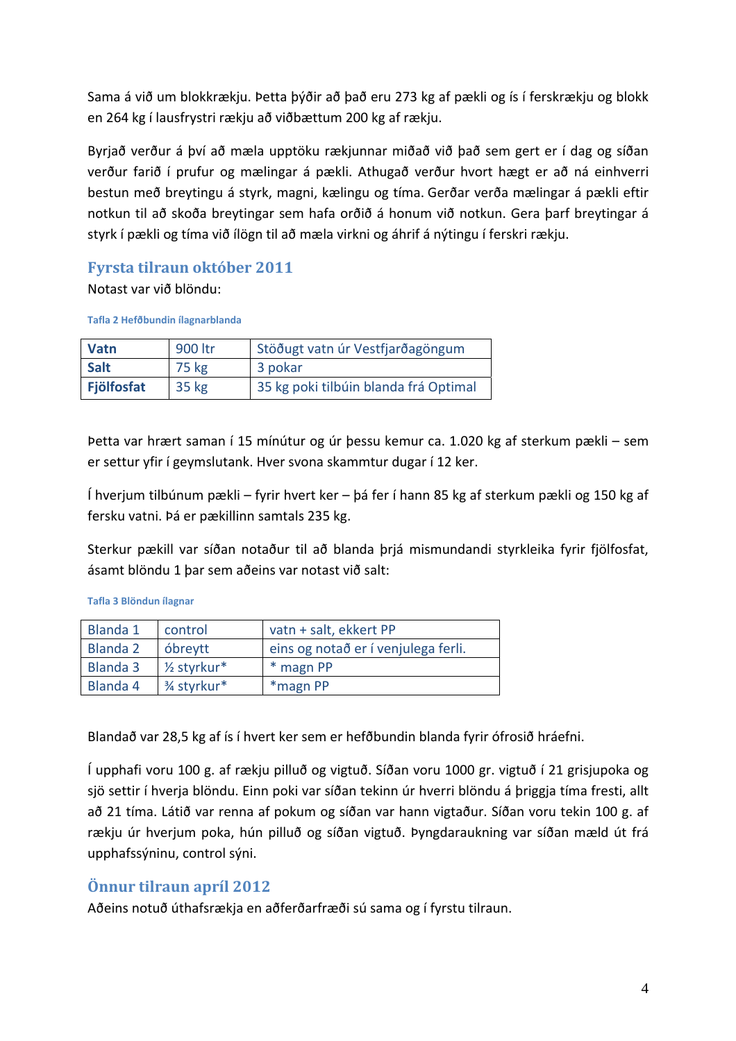Sama á við um blokkrækju. Þetta þýðir að það eru 273 kg af pækli og ís í ferskrækju og blokk en 264 kg í lausfrystri rækju að viðbættum 200 kg af rækju.

Byrjað verður á því að mæla upptöku rækjunnar miðað við það sem gert er í dag og síðan verður farið í prufur og mælingar á pækli. Athugað verður hvort hægt er að ná einhverri bestun með breytingu á styrk, magni, kælingu og tíma. Gerðar verða mælingar á pækli eftir notkun til að skoða breytingar sem hafa orðið á honum við notkun. Gera þarf breytingar á styrk í pækli og tíma við ílögn til að mæla virkni og áhrif á nýtingu í ferskri rækju.

## Fyrsta tilraun október 2011

Notast var við blöndu:

Tafla 2 Hefðbundin ílagnarblanda

| | | |
|---|---|---|
| **Vatn** | 900 ltr | Stöðugt vatn úr Vestfjarðagöngum |
| **Salt** | 75 kg | 3 pokar |
| **Fjölfosfat** | 35 kg | 35 kg poki tilbúin blanda frá Optimal |

Þetta var hrært saman í 15 mínútur og úr þessu kemur ca. 1.020 kg af sterkum pækli – sem er settur yfir í geymslutank. Hver svona skammtur dugar í 12 ker.

Í hverjum tilbúnum pækli – fyrir hvert ker – þá fer í hann 85 kg af sterkum pækli og 150 kg af fersku vatni. Þá er pækillinn samtals 235 kg.

Sterkur pækill var síðan notaður til að blanda þrjá mismundandi styrkleika fyrir fjölfosfat, ásamt blöndu 1 þar sem aðeins var notast við salt:

Tafla 3 Blöndun ílagnar

| | | |
|---|---|---|
| Blanda 1 | control | vatn + salt, ekkert PP |
| Blanda 2 | óbreytt | eins og notað er í venjulega ferli. |
| Blanda 3 | ½ styrkur* | * magn PP |
| Blanda 4 | ¾ styrkur* | *magn PP |

Blandað var 28,5 kg af ís í hvert ker sem er hefðbundin blanda fyrir ófrosið hráefni.

Í upphafi voru 100 g. af rækju pilluð og vigtuð. Síðan voru 1000 gr. vigtuð í 21 grisjupoka og sjö settir í hverja blöndu. Einn poki var síðan tekinn úr hverri blöndu á þriggja tíma fresti, allt að 21 tíma. Látið var renna af pokum og síðan var hann vigtaður. Síðan voru tekin 100 g. af rækju úr hverjum poka, hún pilluð og síðan vigtuð. Þyngdaraukning var síðan mæld út frá upphafssýninu, control sýni.

## Önnur tilraun apríl 2012

Aðeins notuð úthafsrækja en aðferðarfræði sú sama og í fyrstu tilraun.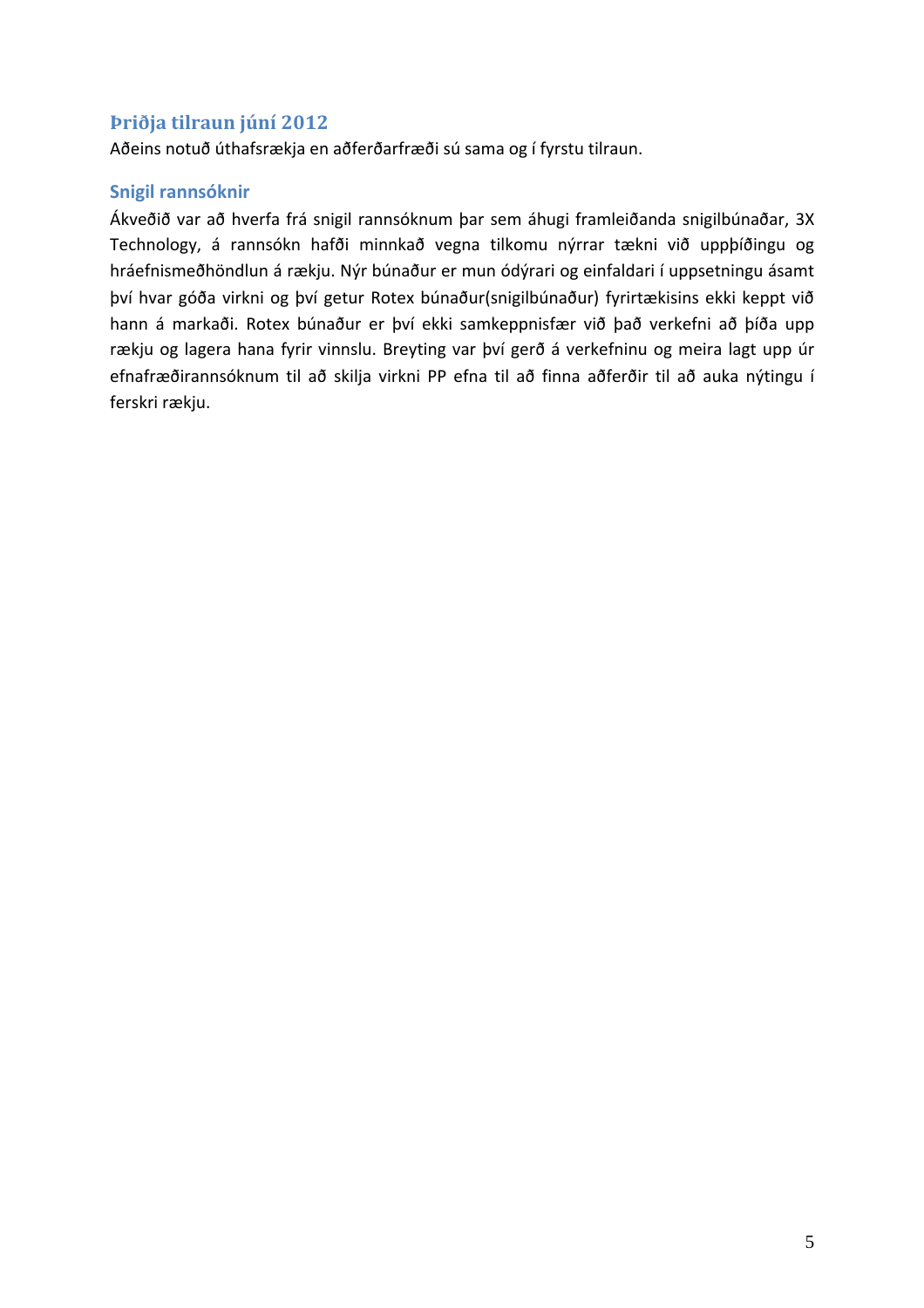## Þriðja tilraun júní 2012

Aðeins notuð úthafsrækja en aðferðarfræði sú sama og í fyrstu tilraun.

## Snigil rannsóknir

Ákveðið var að hverfa frá snigil rannsóknum þar sem áhugi framleiðanda snigilbúnaðar, 3X Technology, á rannsókn hafði minnkað vegna tilkomu nýrrar tækni við uppþíðingu og hráefnismeðhöndlun á rækju. Nýr búnaður er mun ódýrari og einfaldari í uppsetningu ásamt því hvar góða virkni og því getur Rotex búnaður(snigilbúnaður) fyrirtækisins ekki keppt við hann á markaði. Rotex búnaður er því ekki samkeppnisfær við það verkefni að þíða upp rækju og lagera hana fyrir vinnslu. Breyting var því gerð á verkefninu og meira lagt upp úr efnafræðirannsóknum til að skilja virkni PP efna til að finna aðferðir til að auka nýtingu í ferskri rækju.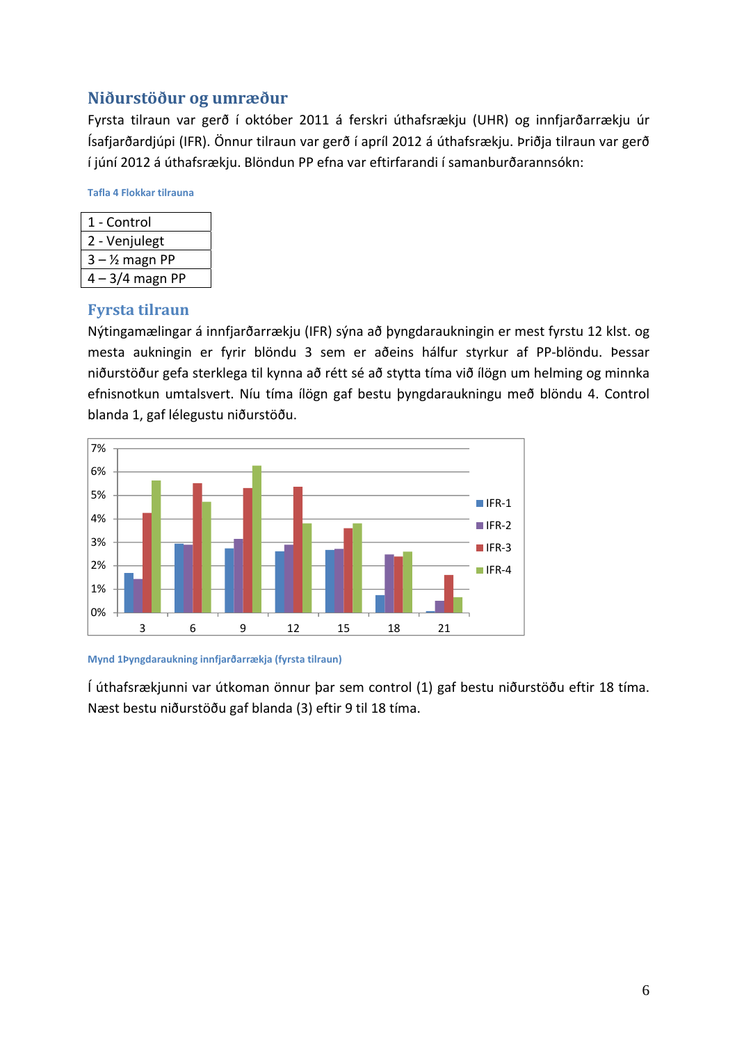## Niðurstöður og umræður

Fyrsta tilraun var gerð í október 2011 á ferskri úthafsrækju (UHR) og innfjarðarrækju úr Ísafjarðardjúpi (IFR). Önnur tilraun var gerð í apríl 2012 á úthafsrækju. Þriðja tilraun var gerð í júní 2012 á úthafsrækju. Blöndun PP efna var eftirfarandi í samanburðarannsókn:

Tafla 4 Flokkar tilrauna

| 1 - Control |
|---|
| 2 - Venjulegt |
| 3 – ½ magn PP |
| 4 – 3/4 magn PP |

## Fyrsta tilraun

Nýtingamælingar á innfjarðarrækju (IFR) sýna að þyngdaraukningin er mest fyrstu 12 klst. og mesta aukningin er fyrir blöndu 3 sem er aðeins hálfur styrkur af PP-blöndu. Þessar niðurstöður gefa sterklega til kynna að rétt sé að stytta tíma við íllögn um helming og minnka efnisnotkun umtalsvert. Níu tíma íllögn gaf bestu þyngdaraukningu með blöndu 4. Control blanda 1, gaf lélegustu niðurstöðu.

Mynd 1Þyngdaraukning innfjarðarrækja (fyrsta tilraun)

Í úthafsrækjunni var útkoman önnur þar sem control (1) gaf bestu niðurstöðu eftir 18 tíma. Næst bestu niðurstöðu gaf blanda (3) eftir 9 til 18 tíma.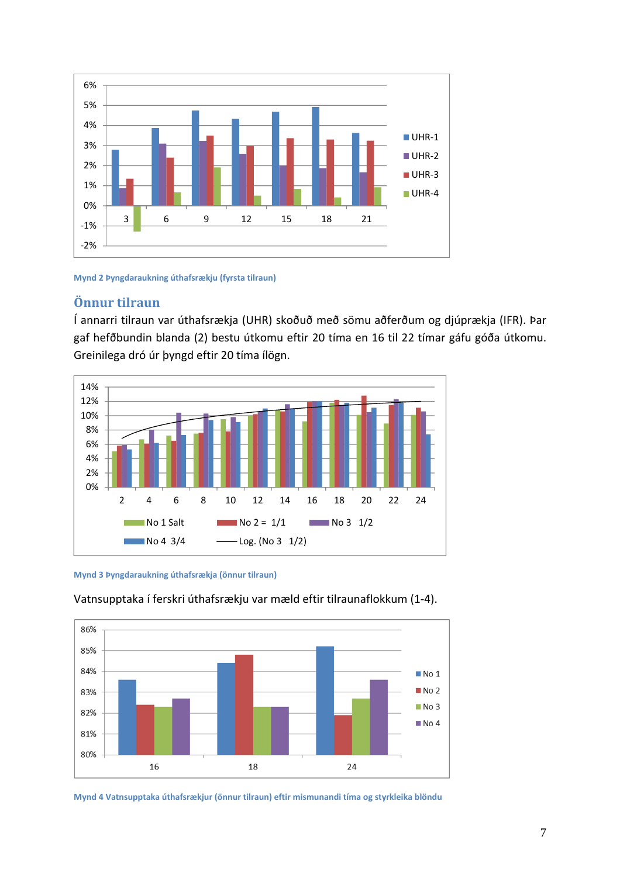Mynd 2 Þyngdaraukning úthafsrækju (fyrsta tilraun)

## Önnur tilraun

Í annarri tilraun var úthafsrækja (UHR) skoðuð með sömu aðferðum og djúprækja (IFR). Þar gaf hefðbundin blanda (2) bestu útkomu eftir 20 tíma en 16 til 22 tímar gáfu góða útkomu. Greinilega dró úr þyngd eftir 20 tíma ílögn.

Mynd 3 Þyngdaraukning úthafsrækja (önnur tilraun)

Vatnsupptaka í ferskri úthafsrækju var mæld eftir tilraunaflokkum (1-4).

Mynd 4 Vatnsupptaka úthafsrækjur (önnur tilraun) eftir mismunandi tíma og styrkleika blöndu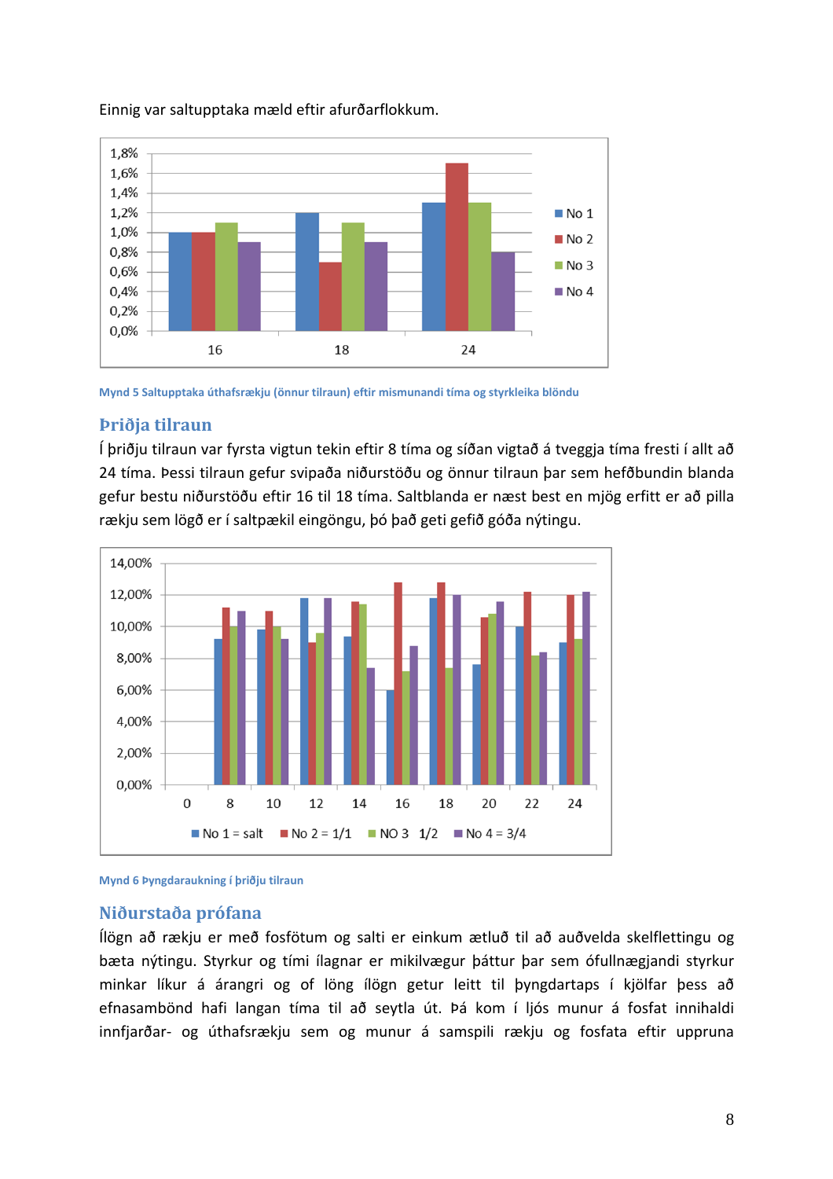Einnig var saltupptaka mæld eftir afurðarflokkum.

Mynd 5 Saltupptaka úthafsrækju (önnur tilraun) eftir mismunandi tíma og styrkleika blöndu

## Þriðja tilraun

Í þriðju tilraun var fyrsta vigtun tekin eftir 8 tíma og síðan vigtað á tveggja tíma fresti í allt að 24 tíma. Þessi tilraun gefur svipaða niðurstöðu og önnur tilraun þar sem hefðbundin blanda gefur bestu niðurstöðu eftir 16 til 18 tíma. Saltblanda er næst best en mjög erfitt er að pilla rækju sem lögð er í saltpækil eingöngu, þó það geti gefið góða nýtingu.

Mynd 6 Þyngdaraukning í þriðju tilraun

## Niðurstaða prófana

Ílögn að rækju er með fosfötum og salti er einkum ætluð til að auðvelda skelflettingu og bæta nýtingu. Styrkur og tími ílagnar er mikilvægur þáttur þar sem ófullnægjandi styrkur minkar líkur á árangri og of löng ílögn getur leitt til þyngdartaps í kjölfar þess að efnasambönd hafi langan tíma til að seytla út. Þá kom í ljós munur á fosfat innihaldi innfjarðar- og úthafsrækju sem og munur á samspili rækju og fosfata eftir uppruna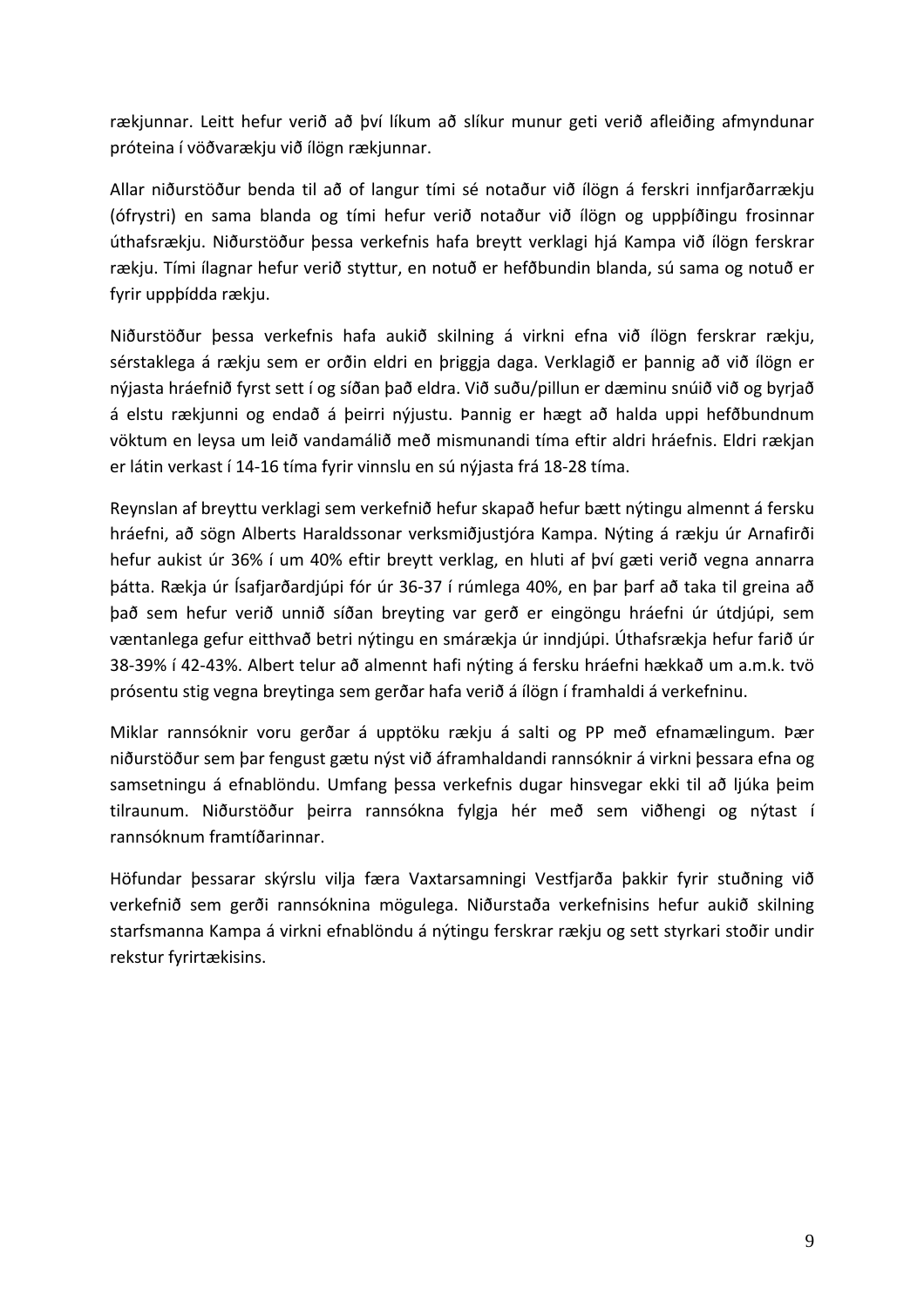rækjunnar. Leitt hefur verið að því líkum að slíkur munur geti verið afleiðing afmyndunar próteina í vöðvarækju við ílögn rækjunnar.

Allar niðurstöður benda til að of langur tími sé notaður við ílögn á ferskri innfjarðarrækju (ófrystri) en sama blanda og tími hefur verið notaður við ílögn og uppþíðingu frosinnar úthafsrækju. Niðurstöður þessa verkefnis hafa breytt verklagi hjá Kampa við ílögn ferskrar rækju. Tími ílagnar hefur verið styttur, en notuð er hefðbundin blanda, sú sama og notuð er fyrir uppþídda rækju.

Niðurstöður þessa verkefnis hafa aukið skilning á virkni efna við ílögn ferskrar rækju, sérstaklega á rækju sem er orðin eldri en þriggja daga. Verklagið er þannig að við ílögn er nýjasta hráefnið fyrst sett í og síðan það eldra. Við suðu/pillun er dæminu snúið við og byrjað á elstu rækjunni og endað á þeirri nýjustu. Þannig er hægt að halda uppi hefðbundnum vöktum en leysa um leið vandamálið með mismunandi tíma eftir aldri hráefnis. Eldri rækjan er látin verkast í 14-16 tíma fyrir vinnslu en sú nýjasta frá 18-28 tíma.

Reynslan af breyttu verklagi sem verkefnið hefur skapað hefur bætt nýtingu almennt á fersku hráefni, að sögn Alberts Haraldssonar verksmiðjustjóra Kampa. Nýting á rækju úr Arnafirði hefur aukist úr 36% í um 40% eftir breytt verklag, en hluti af því gæti verið vegna annarra þátta. Rækja úr Ísafjarðardjúpi fór úr 36-37 í rúmlega 40%, en þar þarf að taka til greina að það sem hefur verið unnið síðan breyting var gerð er eingöngu hráefni úr útdjúpi, sem væntanlega gefur eitthvað betri nýtingu en smárækja úr inndjúpi. Úthafsrækja hefur farið úr 38-39% í 42-43%. Albert telur að almennt hafi nýting á fersku hráefni hækkað um a.m.k. tvö prósentu stig vegna breytinga sem gerðar hafa verið á ílögn í framhaldi á verkefninu.

Miklar rannsóknir voru gerðar á upptöku rækju á salti og PP með efnamælingum. Þær niðurstöður sem þar fengust gætu nýst við áframhaldandi rannsóknir á virkni þessara efna og samsetningu á efnablöndu. Umfang þessa verkefnis dugar hinsvegar ekki til að ljúka þeim tilraunum. Niðurstöður þeirra rannsókna fylgja hér með sem viðhengi og nýtast í rannsóknum framtíðarinnar.

Höfundar þessarar skýrslu vilja færa Vaxtarsamningi Vestfjarða þakkir fyrir stuðning við verkefnið sem gerði rannsóknina mögulega. Niðurstaða verkefnisins hefur aukið skilning starfsmanna Kampa á virkni efnablöndu á nýtingu ferskrar rækju og sett styrkari stoðir undir rekstur fyrirtækisins.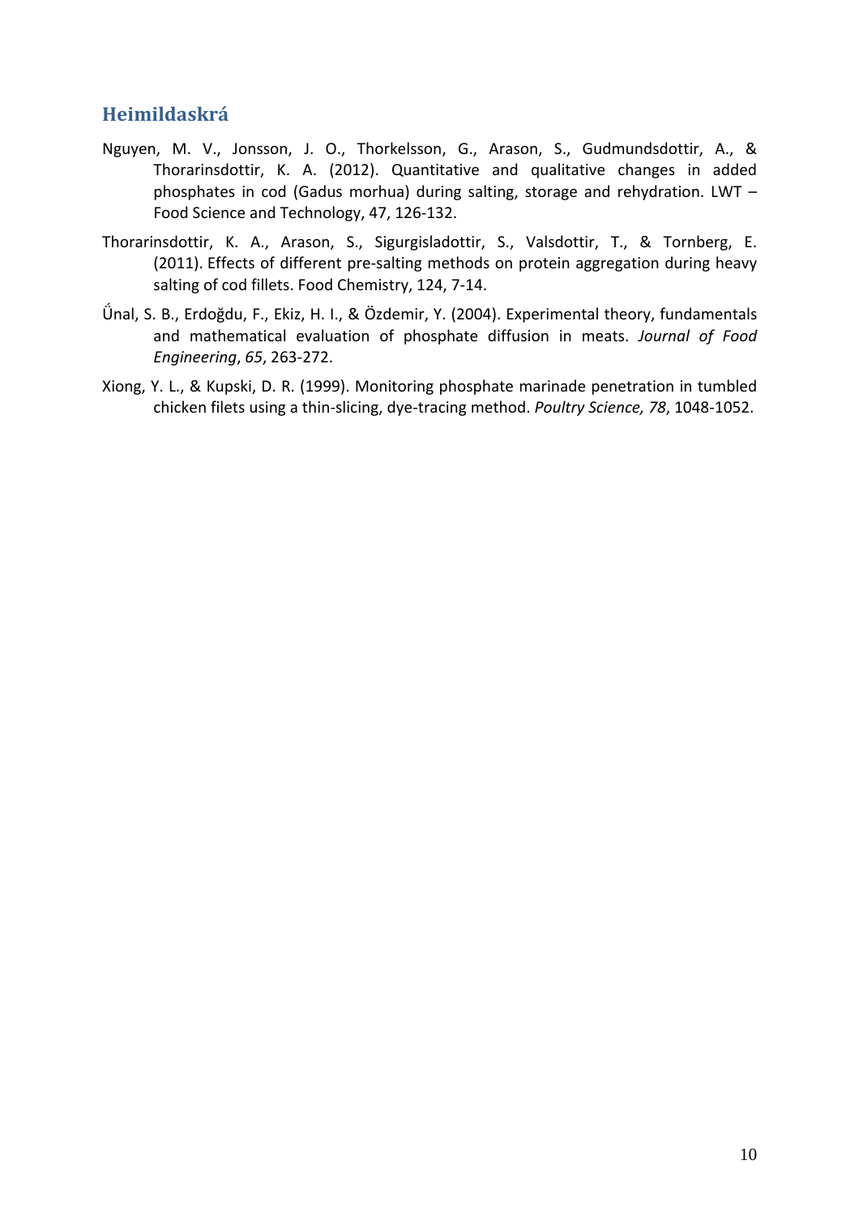## Heimildaskrá

Nguyen, M. V., Jonsson, J. O., Thorkelsson, G., Arason, S., Gudmundsdottir, A., & Thorarinsdottir, K. A. (2012). Quantitative and qualitative changes in added phosphates in cod (Gadus morhua) during salting, storage and rehydration. LWT – Food Science and Technology, 47, 126-132.

Thorarinsdottir, K. A., Arason, S., Sigurgisladottir, S., Valsdottir, T., & Tornberg, E. (2011). Effects of different pre-salting methods on protein aggregation during heavy salting of cod fillets. Food Chemistry, 124, 7-14.

Ǘnal, S. B., Erdoğdu, F., Ekiz, H. I., & Özdemir, Y. (2004). Experimental theory, fundamentals and mathematical evaluation of phosphate diffusion in meats. *Journal of Food Engineering*, *65*, 263-272.

Xiong, Y. L., & Kupski, D. R. (1999). Monitoring phosphate marinade penetration in tumbled chicken filets using a thin-slicing, dye-tracing method. *Poultry Science, 78*, 1048-1052.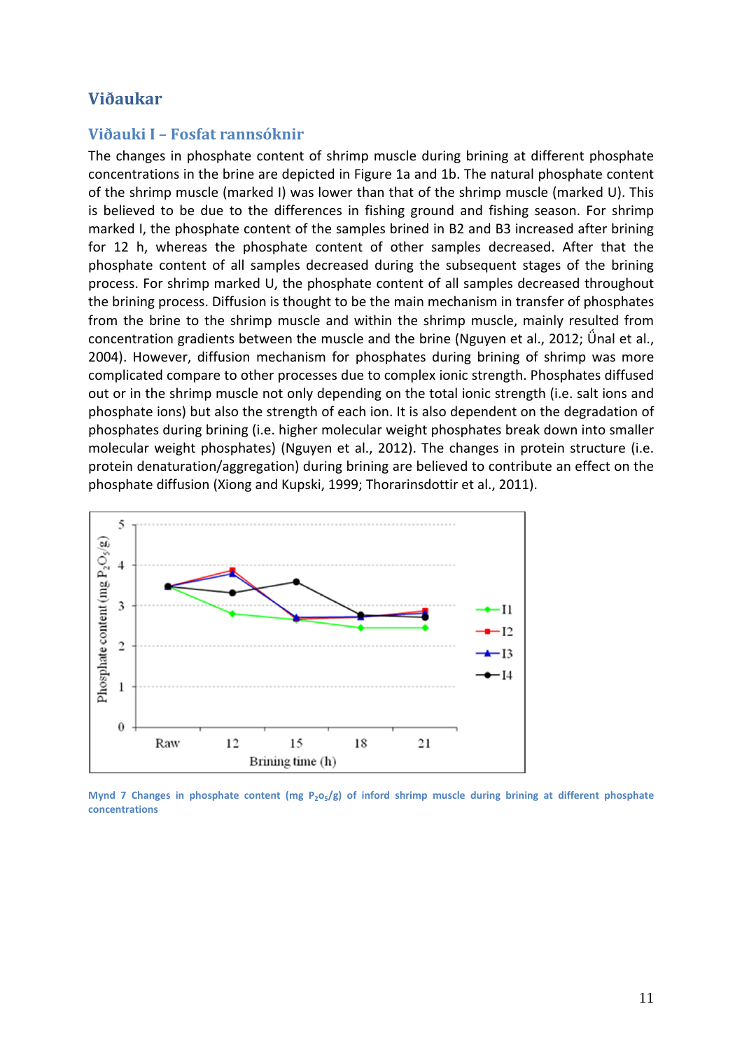# Viðaukar

## Viðauki I – Fosfat rannsóknir

The changes in phosphate content of shrimp muscle during brining at different phosphate concentrations in the brine are depicted in Figure 1a and 1b. The natural phosphate content of the shrimp muscle (marked I) was lower than that of the shrimp muscle (marked U). This is believed to be due to the differences in fishing ground and fishing season. For shrimp marked I, the phosphate content of the samples brined in B2 and B3 increased after brining for 12 h, whereas the phosphate content of other samples decreased. After that the phosphate content of all samples decreased during the subsequent stages of the brining process. For shrimp marked U, the phosphate content of all samples decreased throughout the brining process. Diffusion is thought to be the main mechanism in transfer of phosphates from the brine to the shrimp muscle and within the shrimp muscle, mainly resulted from concentration gradients between the muscle and the brine (Nguyen et al., 2012; Űnal et al., 2004). However, diffusion mechanism for phosphates during brining of shrimp was more complicated compare to other processes due to complex ionic strength. Phosphates diffused out or in the shrimp muscle not only depending on the total ionic strength (i.e. salt ions and phosphate ions) but also the strength of each ion. It is also dependent on the degradation of phosphates during brining (i.e. higher molecular weight phosphates break down into smaller molecular weight phosphates) (Nguyen et al., 2012). The changes in protein structure (i.e. protein denaturation/aggregation) during brining are believed to contribute an effect on the phosphate diffusion (Xiong and Kupski, 1999; Thorarinsdottir et al., 2011).

**Mynd 7 Changes in phosphate content (mg $P_2O_5$/g) of inford shrimp muscle during brining at different phosphate concentrations**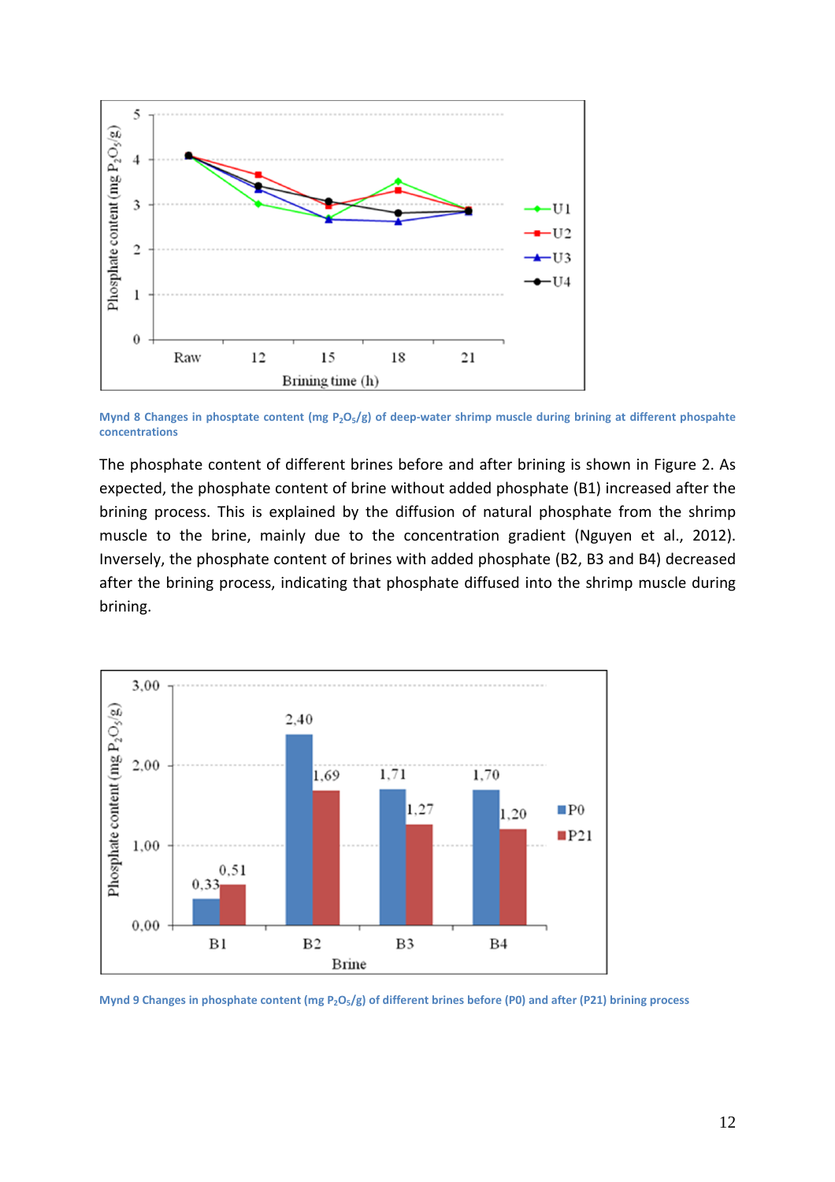Mynd 8 Changes in phosptate content (mg $P_2O_5$/g) of deep-water shrimp muscle during brining at different phospahte concentrations

The phosphate content of different brines before and after brining is shown in Figure 2. As expected, the phosphate content of brine without added phosphate (B1) increased after the brining process. This is explained by the diffusion of natural phosphate from the shrimp muscle to the brine, mainly due to the concentration gradient (Nguyen et al., 2012). Inversely, the phosphate content of brines with added phosphate (B2, B3 and B4) decreased after the brining process, indicating that phosphate diffused into the shrimp muscle during brining.

Mynd 9 Changes in phosphate content (mg $P_2O_5$/g) of different brines before (P0) and after (P21) brining process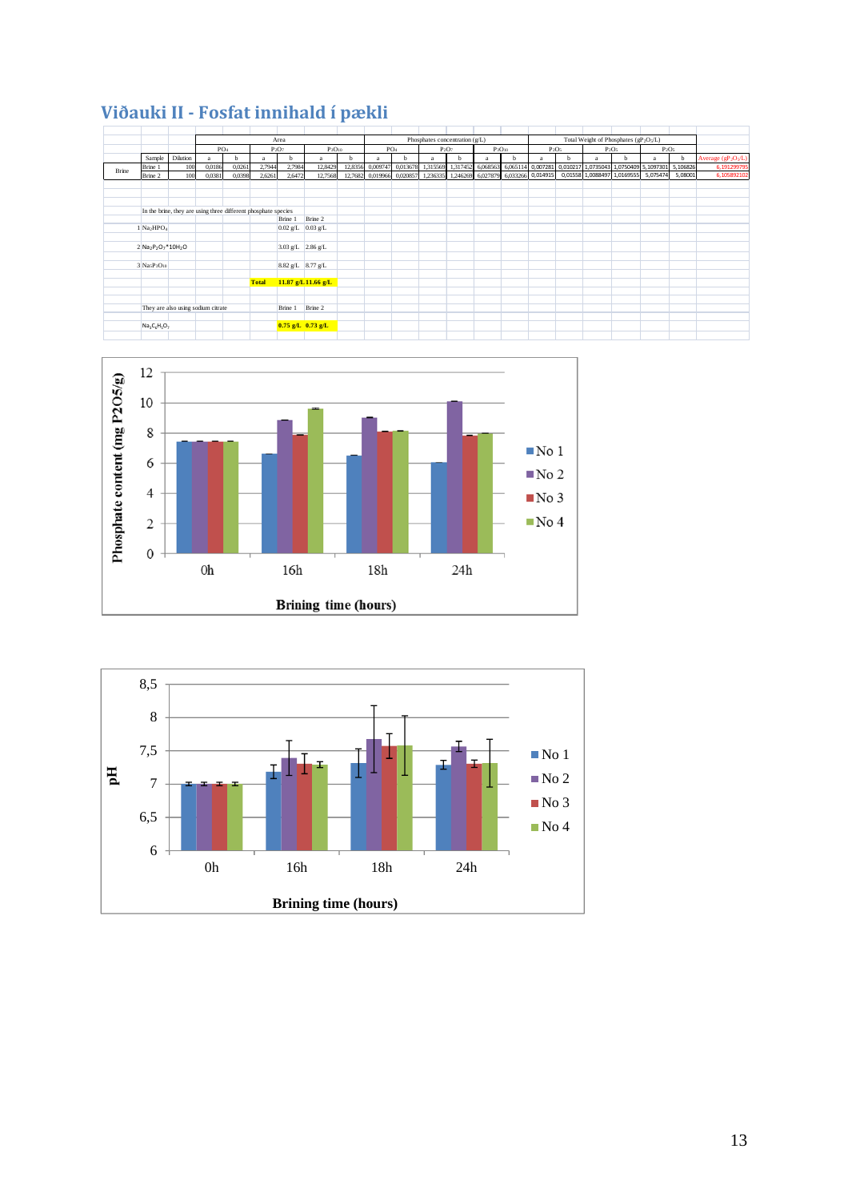## Viðauki II - Fosfat innihald í pækli

| | Sample | Dilution | Area | | | | | | Phosphates concentration (g/L) | | | | | | Total Weight of Phosphates (gP$_2$O$_5$/L) | | | | | | |
|---|---|---|---|---|---|---|---|---|---|---|---|---|---|---|---|---|---|---|---|---|---|
| | | | PO$_4$ | | P$_2$O$_7$ | | P$_3$O$_{10}$ | | PO$_4$ | | P$_2$O$_7$ | | P$_3$O$_{10}$ | | P$_2$O$_5$ | | P$_2$O$_5$ | | P$_2$O$_5$ | | |
| | | | a | b | a | b | a | b | a | b | a | b | a | b | a | b | a | b | a | b | Average (gP$_2$O$_5$/L) |
| Brine | Brine 1 | 100 | 0,0186 | 0,0261 | 2,7944 | 2,7984 | 12,8429 | 12,8356 | 0,009747 | 0,013678 | 1,315569 | 1,317452 | 6,068563 | 6,065114 | 0,007281 | 0,010217 | 1,0735043 | 1,0750409 | 5,1097301 | 5,106826 | 6,191299795 |
| | Brine 2 | 100 | 0,0381 | 0,0398 | 2,6261 | 2,6472 | 12,7568 | 12,7682 | 0,019966 | 0,020857 | 1,236335 | 1,246269 | 6,027879 | 6,033266 | 0,014915 | 0,01558 | 1,0088497 | 1,0169555 | 5,075474 | 5,08001 | 6,105892102 |

In the brine, they are using three different phosphate species

| | | Brine 1 | Brine 2 |
|---|---|---|---|
| 1 | $Na_2HPO_4$ | 0.02 g/L | 0.03 g/L |
| 2 | $Na_2P_2O_7$*10$H_2O$ | 3.03 g/L | 2.86 g/L |
| 3 | $Na_5P_3O_{10}$ | 8.82 g/L | 8.77 g/L |
| | Total | 11.87 g/L | 11.66 g/L |

They are also using sodium citrate

| | Brine 1 | Brine 2 |
|---|---|---|
| $Na_3C_6H_5O_7$ | 0.75 g/L | 0.73 g/L |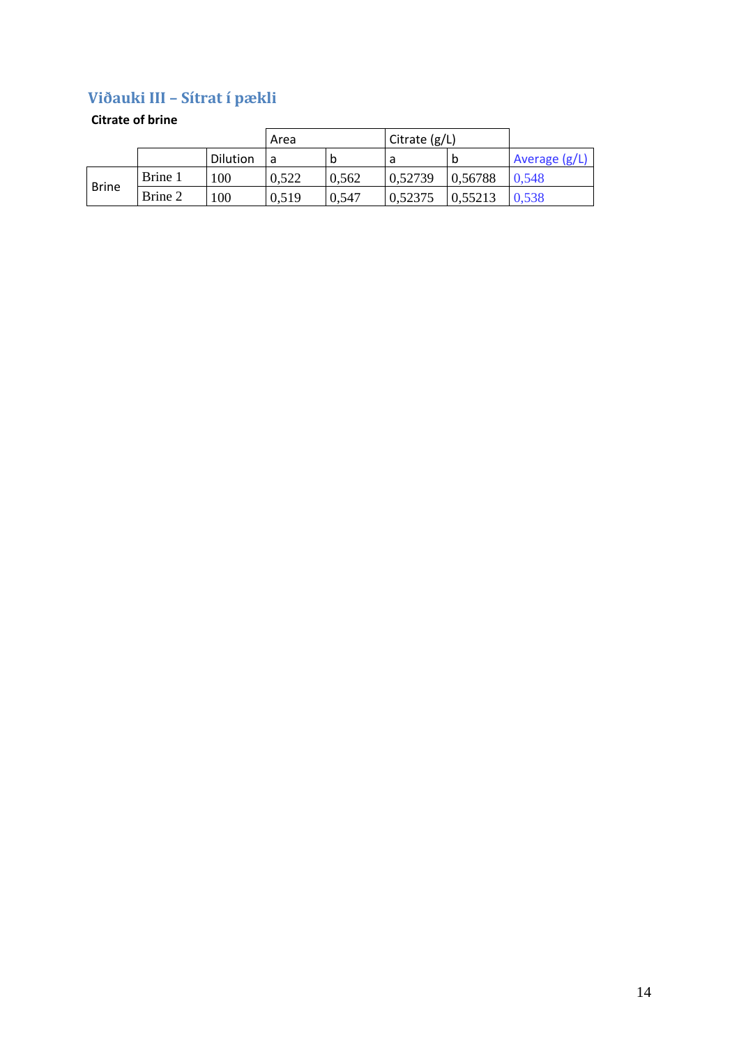## Viðauki III – Sítrat í pækli

**Citrate of brine**

| | | | Area | | Citrate (g/L) | | |
|---|---|---|---|---|---|---|---|
| | | Dilution | a | b | a | b | Average (g/L) |
| Brine | Brine 1 | 100 | 0,522 | 0,562 | 0,52739 | 0,56788 | 0,548 |
| | Brine 2 | 100 | 0,519 | 0,547 | 0,52375 | 0,55213 | 0,538 |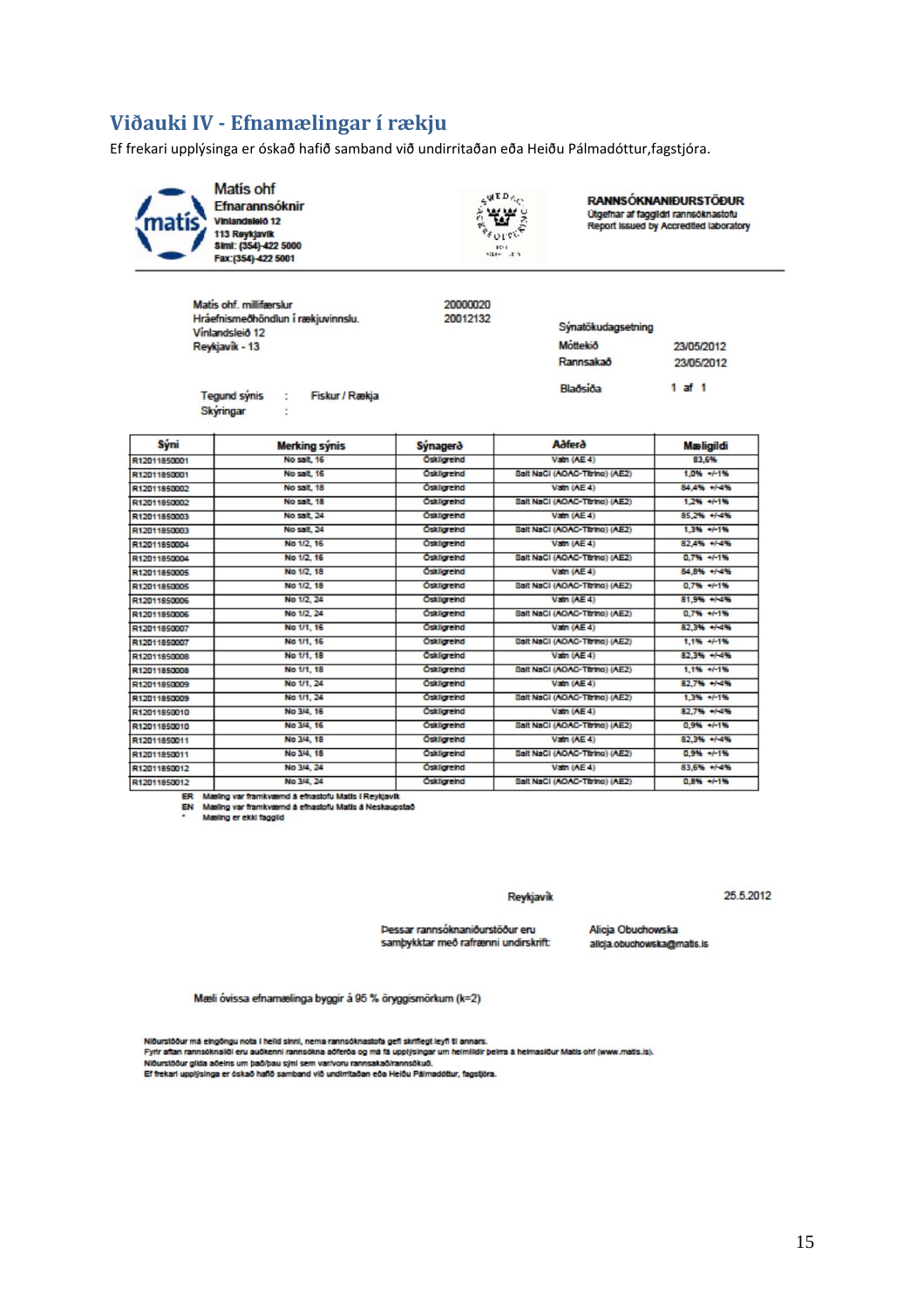## Viðauki IV - Efnamælingar í rækju

Ef frekari upplýsinga er óskað hafið samband við undirritaðan eða Heiðu Pálmadóttur,fagstjóra.

**Matís ohf**
**Efnarannsóknir**
Vínlandsleið 12
113 Reykjavík
Sími: (354)-422 5000
Fax:(354)-422 5001

**RANNSÓKNANIÐURSTÖÐUR**
Útgefnar af faggildri rannsóknastofu
Report issued by Accredited laboratory

Matís ohf. millifærslur
Hráefnismeðhöndlun í rækjuvinnslu.
Vínlandsleið 12
Reykjavík - 13

20000020
20012132

Sýnatökudagsetning
Móttekið 23/05/2012
Rannsakað 23/05/2012

Blaðsíða 1 af 1

Tegund sýnis : Fiskur / Rækja
Skýringar :

| Sýni | Merking sýnis | Sýnagerð | Aðferð | Mæligildi |
|---|---|---|---|---|
| R12011850001 | No salt, 16 | Óskilgreind | Vatn (AE 4) | 83,6% |
| R12011850001 | No salt, 16 | Óskilgreind | Salt NaCl (AOAC-Titrino) (AE2) | 1,0% +/-1% |
| R12011850002 | No salt, 18 | Óskilgreind | Vatn (AE 4) | 84,4% +/-4% |
| R12011850002 | No salt, 18 | Óskilgreind | Salt NaCl (AOAC-Titrino) (AE2) | 1,2% +/-1% |
| R12011850003 | No salt, 24 | Óskilgreind | Vatn (AE 4) | 85,2% +/-4% |
| R12011850003 | No salt, 24 | Óskilgreind | Salt NaCl (AOAC-Titrino) (AE2) | 1,3% +/-1% |
| R12011850004 | No 1/2, 16 | Óskilgreind | Vatn (AE 4) | 82,4% +/-4% |
| R12011850004 | No 1/2, 16 | Óskilgreind | Salt NaCl (AOAC-Titrino) (AE2) | 0,7% +/-1% |
| R12011850005 | No 1/2, 18 | Óskilgreind | Vatn (AE 4) | 84,8% +/-4% |
| R12011850005 | No 1/2, 18 | Óskilgreind | Salt NaCl (AOAC-Titrino) (AE2) | 0,7% +/-1% |
| R12011850006 | No 1/2, 24 | Óskilgreind | Vatn (AE 4) | 81,9% +/-4% |
| R12011850006 | No 1/2, 24 | Óskilgreind | Salt NaCl (AOAC-Titrino) (AE2) | 0,7% +/-1% |
| R12011850007 | No 1/1, 16 | Óskilgreind | Vatn (AE 4) | 82,3% +/-4% |
| R12011850007 | No 1/1, 16 | Óskilgreind | Salt NaCl (AOAC-Titrino) (AE2) | 1,1% +/-1% |
| R12011850008 | No 1/1, 18 | Óskilgreind | Vatn (AE 4) | 82,3% +/-4% |
| R12011850008 | No 1/1, 18 | Óskilgreind | Salt NaCl (AOAC-Titrino) (AE2) | 1,1% +/-1% |
| R12011850009 | No 1/1, 24 | Óskilgreind | Vatn (AE 4) | 82,7% +/-4% |
| R12011850009 | No 1/1, 24 | Óskilgreind | Salt NaCl (AOAC-Titrino) (AE2) | 1,3% +/-1% |
| R12011850010 | No 3/4, 16 | Óskilgreind | Vatn (AE 4) | 82,7% +/-4% |
| R12011850010 | No 3/4, 16 | Óskilgreind | Salt NaCl (AOAC-Titrino) (AE2) | 0,9% +/-1% |
| R12011850011 | No 3/4, 18 | Óskilgreind | Vatn (AE 4) | 82,3% +/-4% |
| R12011850011 | No 3/4, 18 | Óskilgreind | Salt NaCl (AOAC-Titrino) (AE2) | 0,9% +/-1% |
| R12011850012 | No 3/4, 24 | Óskilgreind | Vatn (AE 4) | 83,6% +/-4% |
| R12011850012 | No 3/4, 24 | Óskilgreind | Salt NaCl (AOAC-Titrino) (AE2) | 0,8% +/-1% |

ER Mæling var framkvæmd á efnastofu Matís í Reykjavík
EN Mæling var framkvæmd á efnastofu Matís á Neskaupstað
\* Mæling er ekki faggild

Reykjavík 25.5.2012

Þessar rannsóknaniðurstöður eru samþykktar með rafrænni undirskrift

Alicja Obuchowska
alicja.obuchowska@matis.is

Mæli óvissa efnamælinga byggir á 95 % öryggismörkum (k=2)

Niðurstöður má engöngu nota í heild sinni, nema rannsóknastofa gefi skriflegt leyfi til annars.
Fyrir aftan rannsóknaliði eru auðkenni rannsókna aðferða og má fá upplýsingar um heimildir þeirra á heimasíður Matís ohf (www.matis.is).
Niðurstöður gilda aðeins um það/þau sýni sem var/voru rannsakað/rannsökuð.
Ef frekari upplýsinga er óskað hafið samband við undirritaðan eða Heiðu Pálmadóttur, fagstjóra.